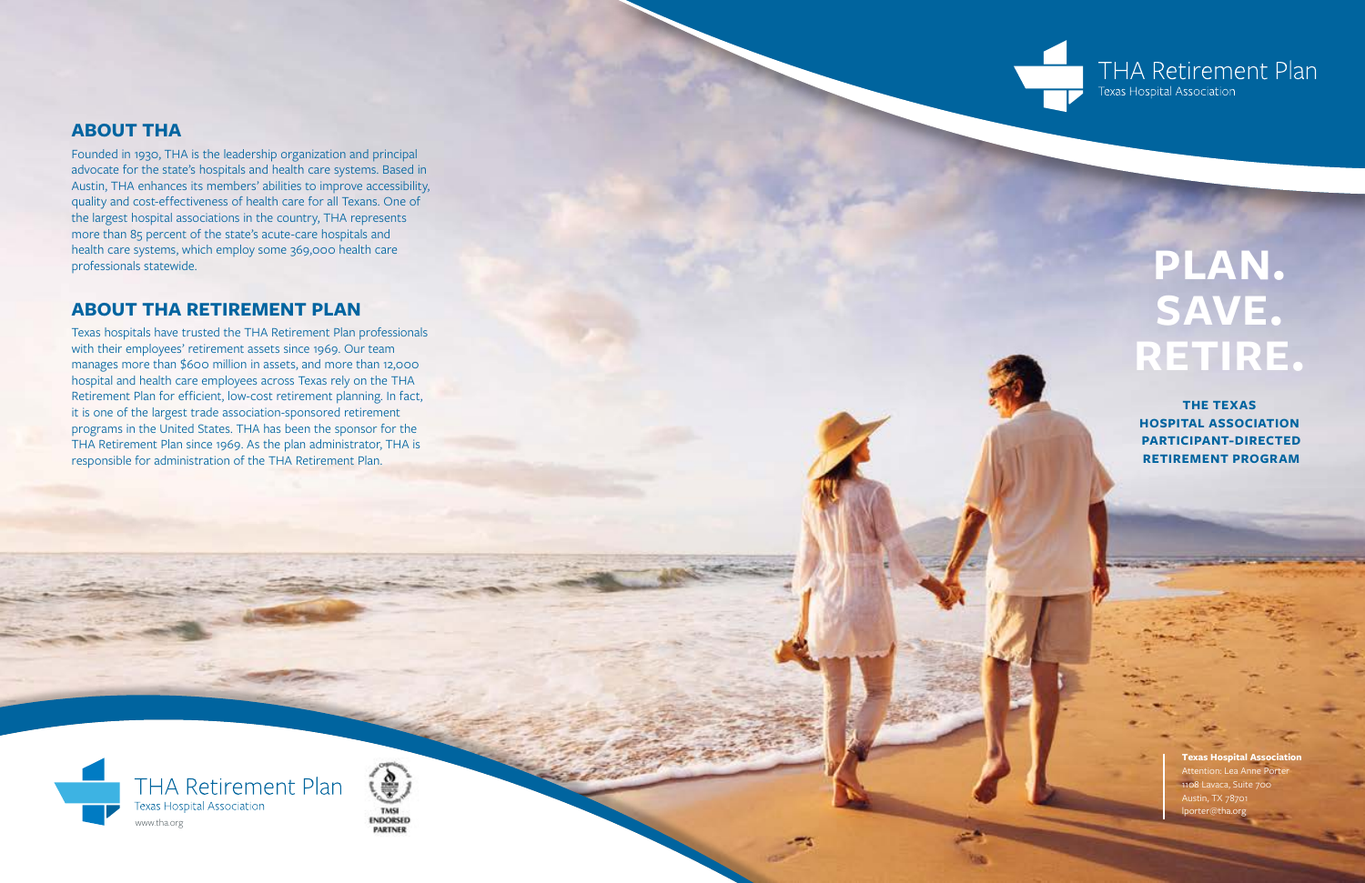## ABOUT THA

Founded in 1930, THA is the leadership organization and principal advocate for the state's hospitals and health care systems. Based in Austin, THA enhances its members' abilities to improve accessibility, quality and cost-effectiveness of health care for all Texans. One of the largest hospital associations in the country, THA represents more than 85 percent of the state's acute-care hospitals and health care systems, which employ some 369,000 health care professionals statewide.

## ABOUT THA RETIREMENT PLAN

Texas hospitals have trusted the THA Retirement Plan professionals with their employees' retirement assets since 1969. Our team manages more than $600 million in assets, and more than 12,000 hospital and health care employees across Texas rely on the THA Retirement Plan for efficient, low-cost retirement planning. In fact, it is one of the largest trade association-sponsored retirement programs in the United States. THA has been the sponsor for the THA Retirement Plan since 1969. As the plan administrator, THA is responsible for administration of the THA Retirement Plan.

THA Retirement Plan
Texas Hospital Association
www.tha.org

TMSI ENDORSED PARTNER

THA Retirement Plan
Texas Hospital Association

# PLAN. SAVE. RETIRE.

**THE TEXAS HOSPITAL ASSOCIATION PARTICIPANT-DIRECTED RETIREMENT PROGRAM**

**Texas Hospital Association**
Attention: Lea Anne Porter
1108 Lavaca, Suite 700
Austin, TX 78701
lporter@tha.org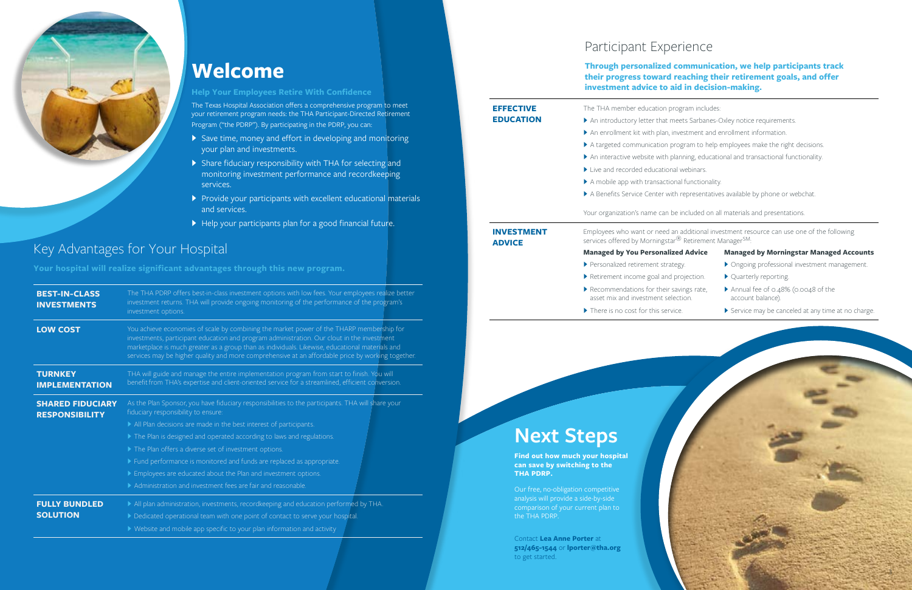# Welcome

### Help Your Employees Retire With Confidence

The Texas Hospital Association offers a comprehensive program to meet your retirement program needs: the THA Participant-Directed Retirement Program ("the PDRP"). By participating in the PDRP, you can:

- Save time, money and effort in developing and monitoring your plan and investments.
- Share fiduciary responsibility with THA for selecting and monitoring investment performance and recordkeeping services.
- Provide your participants with excellent educational materials and services.
- Help your participants plan for a good financial future.

## Key Advantages for Your Hospital

**Your hospital will realize significant advantages through this new program.**

**BEST-IN-CLASS INVESTMENTS**

The THA PDRP offers best-in-class investment options with low fees. Your employees realize better investment returns. THA will provide ongoing monitoring of the performance of the program's investment options.

**LOW COST**

You achieve economies of scale by combining the market power of the THARP membership for investments, participant education and program administration. Our clout in the investment marketplace is much greater as a group than as individuals. Likewise, educational materials and services may be higher quality and more comprehensive at an affordable price by working together.

**TURNKEY IMPLEMENTATION**

THA will guide and manage the entire implementation program from start to finish. You will benefit from THA's expertise and client-oriented service for a streamlined, efficient conversion.

**SHARED FIDUCIARY RESPONSIBILITY**

As the Plan Sponsor, you have fiduciary responsibilities to the participants. THA will share your fiduciary responsibility to ensure:

- All Plan decisions are made in the best interest of participants.
- The Plan is designed and operated according to laws and regulations.
- The Plan offers a diverse set of investment options.
- Fund performance is monitored and funds are replaced as appropriate.
- Employees are educated about the Plan and investment options.
- Administration and investment fees are fair and reasonable.

**FULLY BUNDLED SOLUTION**

- All plan administration, investments, recordkeeping and education performed by THA.
- Dedicated operational team with one point of contact to serve your hospital.
- Website and mobile app specific to your plan information and activity

## Participant Experience

**Through personalized communication, we help participants track their progress toward reaching their retirement goals, and offer investment advice to aid in decision-making.**

**EFFECTIVE EDUCATION**

The THA member education program includes:

- An introductory letter that meets Sarbanes-Oxley notice requirements.
- An enrollment kit with plan, investment and enrollment information.
- A targeted communication program to help employees make the right decisions.
- An interactive website with planning, educational and transactional functionality.
- Live and recorded educational webinars.
- A mobile app with transactional functionality.
- A Benefits Service Center with representatives available by phone or webchat.

Your organization's name can be included on all materials and presentations.

**INVESTMENT ADVICE**

Employees who want or need an additional investment resource can use one of the following services offered by Morningstar® Retirement Manager℠.

**Managed by You Personalized Advice**

- Personalized retirement strategy.
- Retirement income goal and projection.
- Recommendations for their savings rate, asset mix and investment selection.
- There is no cost for this service.

**Managed by Morningstar Managed Accounts**

- Ongoing professional investment management.
- Quarterly reporting.
- Annual fee of 0.48% (0.0048 of the account balance).
- Service may be canceled at any time at no charge.

# Next Steps

**Find out how much your hospital can save by switching to the THA PDRP.**

Our free, no-obligation competitive analysis will provide a side-by-side comparison of your current plan to the THA PDRP.

Contact **Lea Anne Porter** at **512/465-1544** or **lporter@tha.org** to get started.